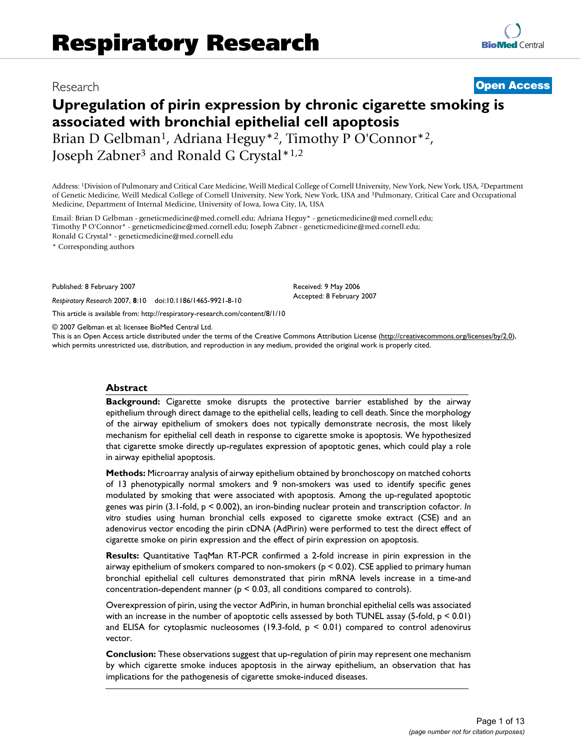Research **Open Access**

# Upregulation of pirin expression by chronic cigarette smoking is associated with bronchial epithelial cell apoptosis

Brian D Gelbman[1], Adriana Heguy*[2], Timothy P O'Connor*[2], Joseph Zabner[3] and Ronald G Crystal*[1,2]

Address: [1]Division of Pulmonary and Critical Care Medicine, Weill Medical College of Cornell University, New York, New York, USA, [2]Department of Genetic Medicine, Weill Medical College of Cornell University, New York, New York, USA and [3]Pulmonary, Critical Care and Occupational Medicine, Department of Internal Medicine, University of Iowa, Iowa City, IA, USA

Email: Brian D Gelbman - geneticmedicine@med.cornell.edu; Adriana Heguy* - geneticmedicine@med.cornell.edu; Timothy P O'Connor* - geneticmedicine@med.cornell.edu; Joseph Zabner - geneticmedicine@med.cornell.edu; Ronald G Crystal* - geneticmedicine@med.cornell.edu

* Corresponding authors

Published: 8 February 2007

*Respiratory Research* 2007, **8**:10 doi:10.1186/1465-9921-8-10

Received: 9 May 2006
Accepted: 8 February 2007

This article is available from: http://respiratory-research.com/content/8/1/10

© 2007 Gelbman et al; licensee BioMed Central Ltd.
This is an Open Access article distributed under the terms of the Creative Commons Attribution License (http://creativecommons.org/licenses/by/2.0), which permits unrestricted use, distribution, and reproduction in any medium, provided the original work is properly cited.

## Abstract

**Background:** Cigarette smoke disrupts the protective barrier established by the airway epithelium through direct damage to the epithelial cells, leading to cell death. Since the morphology of the airway epithelium of smokers does not typically demonstrate necrosis, the most likely mechanism for epithelial cell death in response to cigarette smoke is apoptosis. We hypothesized that cigarette smoke directly up-regulates expression of apoptotic genes, which could play a role in airway epithelial apoptosis.

**Methods:** Microarray analysis of airway epithelium obtained by bronchoscopy on matched cohorts of 13 phenotypically normal smokers and 9 non-smokers was used to identify specific genes modulated by smoking that were associated with apoptosis. Among the up-regulated apoptotic genes was pirin (3.1-fold, $p < 0.002$), an iron-binding nuclear protein and transcription cofactor. *In vitro* studies using human bronchial cells exposed to cigarette smoke extract (CSE) and an adenovirus vector encoding the pirin cDNA (AdPirin) were performed to test the direct effect of cigarette smoke on pirin expression and the effect of pirin expression on apoptosis.

**Results:** Quantitative TaqMan RT-PCR confirmed a 2-fold increase in pirin expression in the airway epithelium of smokers compared to non-smokers ($p < 0.02$). CSE applied to primary human bronchial epithelial cell cultures demonstrated that pirin mRNA levels increase in a time-and concentration-dependent manner ($p < 0.03$, all conditions compared to controls).

Overexpression of pirin, using the vector AdPirin, in human bronchial epithelial cells was associated with an increase in the number of apoptotic cells assessed by both TUNEL assay (5-fold, $p < 0.01$) and ELISA for cytoplasmic nucleosomes (19.3-fold, $p < 0.01$) compared to control adenovirus vector.

**Conclusion:** These observations suggest that up-regulation of pirin may represent one mechanism by which cigarette smoke induces apoptosis in the airway epithelium, an observation that has implications for the pathogenesis of cigarette smoke-induced diseases.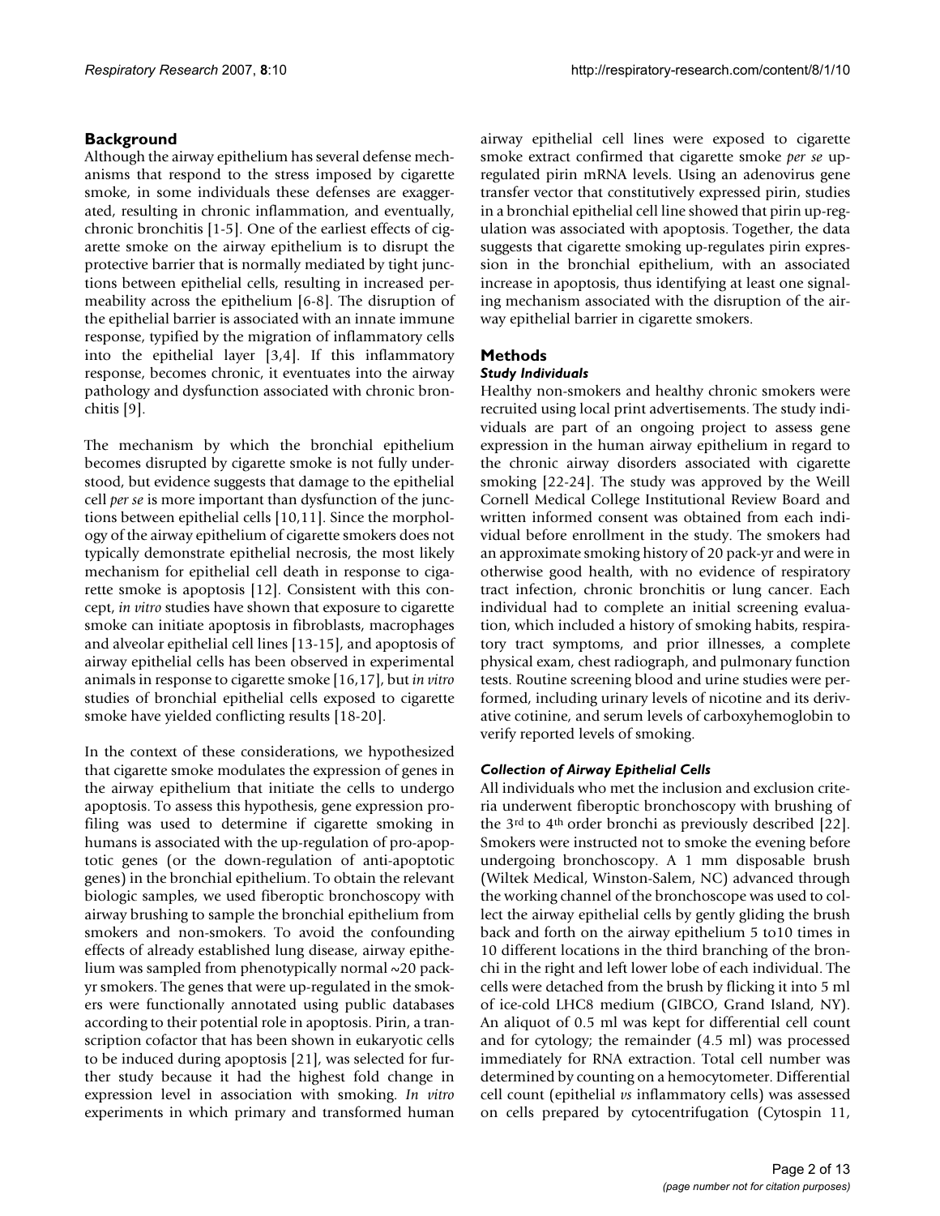## Background

Although the airway epithelium has several defense mechanisms that respond to the stress imposed by cigarette smoke, in some individuals these defenses are exaggerated, resulting in chronic inflammation, and eventually, chronic bronchitis [1-5]. One of the earliest effects of cigarette smoke on the airway epithelium is to disrupt the protective barrier that is normally mediated by tight junctions between epithelial cells, resulting in increased permeability across the epithelium [6-8]. The disruption of the epithelial barrier is associated with an innate immune response, typified by the migration of inflammatory cells into the epithelial layer [3,4]. If this inflammatory response, becomes chronic, it eventuates into the airway pathology and dysfunction associated with chronic bronchitis [9].

The mechanism by which the bronchial epithelium becomes disrupted by cigarette smoke is not fully understood, but evidence suggests that damage to the epithelial cell *per se* is more important than dysfunction of the junctions between epithelial cells [10,11]. Since the morphology of the airway epithelium of cigarette smokers does not typically demonstrate epithelial necrosis, the most likely mechanism for epithelial cell death in response to cigarette smoke is apoptosis [12]. Consistent with this concept, *in vitro* studies have shown that exposure to cigarette smoke can initiate apoptosis in fibroblasts, macrophages and alveolar epithelial cell lines [13-15], and apoptosis of airway epithelial cells has been observed in experimental animals in response to cigarette smoke [16,17], but *in vitro* studies of bronchial epithelial cells exposed to cigarette smoke have yielded conflicting results [18-20].

In the context of these considerations, we hypothesized that cigarette smoke modulates the expression of genes in the airway epithelium that initiate the cells to undergo apoptosis. To assess this hypothesis, gene expression profiling was used to determine if cigarette smoking in humans is associated with the up-regulation of pro-apoptotic genes (or the down-regulation of anti-apoptotic genes) in the bronchial epithelium. To obtain the relevant biologic samples, we used fiberoptic bronchoscopy with airway brushing to sample the bronchial epithelium from smokers and non-smokers. To avoid the confounding effects of already established lung disease, airway epithelium was sampled from phenotypically normal ~20 pack-yr smokers. The genes that were up-regulated in the smokers were functionally annotated using public databases according to their potential role in apoptosis. Pirin, a transcription cofactor that has been shown in eukaryotic cells to be induced during apoptosis [21], was selected for further study because it had the highest fold change in expression level in association with smoking. *In vitro* experiments in which primary and transformed human airway epithelial cell lines were exposed to cigarette smoke extract confirmed that cigarette smoke *per se* up-regulated pirin mRNA levels. Using an adenovirus gene transfer vector that constitutively expressed pirin, studies in a bronchial epithelial cell line showed that pirin up-regulation was associated with apoptosis. Together, the data suggests that cigarette smoking up-regulates pirin expression in the bronchial epithelium, with an associated increase in apoptosis, thus identifying at least one signaling mechanism associated with the disruption of the airway epithelial barrier in cigarette smokers.

## Methods

### *Study Individuals*

Healthy non-smokers and healthy chronic smokers were recruited using local print advertisements. The study individuals are part of an ongoing project to assess gene expression in the human airway epithelium in regard to the chronic airway disorders associated with cigarette smoking [22-24]. The study was approved by the Weill Cornell Medical College Institutional Review Board and written informed consent was obtained from each individual before enrollment in the study. The smokers had an approximate smoking history of 20 pack-yr and were in otherwise good health, with no evidence of respiratory tract infection, chronic bronchitis or lung cancer. Each individual had to complete an initial screening evaluation, which included a history of smoking habits, respiratory tract symptoms, and prior illnesses, a complete physical exam, chest radiograph, and pulmonary function tests. Routine screening blood and urine studies were performed, including urinary levels of nicotine and its derivative cotinine, and serum levels of carboxyhemoglobin to verify reported levels of smoking.

### *Collection of Airway Epithelial Cells*

All individuals who met the inclusion and exclusion criteria underwent fiberoptic bronchoscopy with brushing of the 3rd to 4th order bronchi as previously described [22]. Smokers were instructed not to smoke the evening before undergoing bronchoscopy. A 1 mm disposable brush (Wiltek Medical, Winston-Salem, NC) advanced through the working channel of the bronchoscope was used to collect the airway epithelial cells by gently gliding the brush back and forth on the airway epithelium 5 to10 times in 10 different locations in the third branching of the bronchi in the right and left lower lobe of each individual. The cells were detached from the brush by flicking it into 5 ml of ice-cold LHC8 medium (GIBCO, Grand Island, NY). An aliquot of 0.5 ml was kept for differential cell count and for cytology; the remainder (4.5 ml) was processed immediately for RNA extraction. Total cell number was determined by counting on a hemocytometer. Differential cell count (epithelial *vs* inflammatory cells) was assessed on cells prepared by cytocentrifugation (Cytospin 11,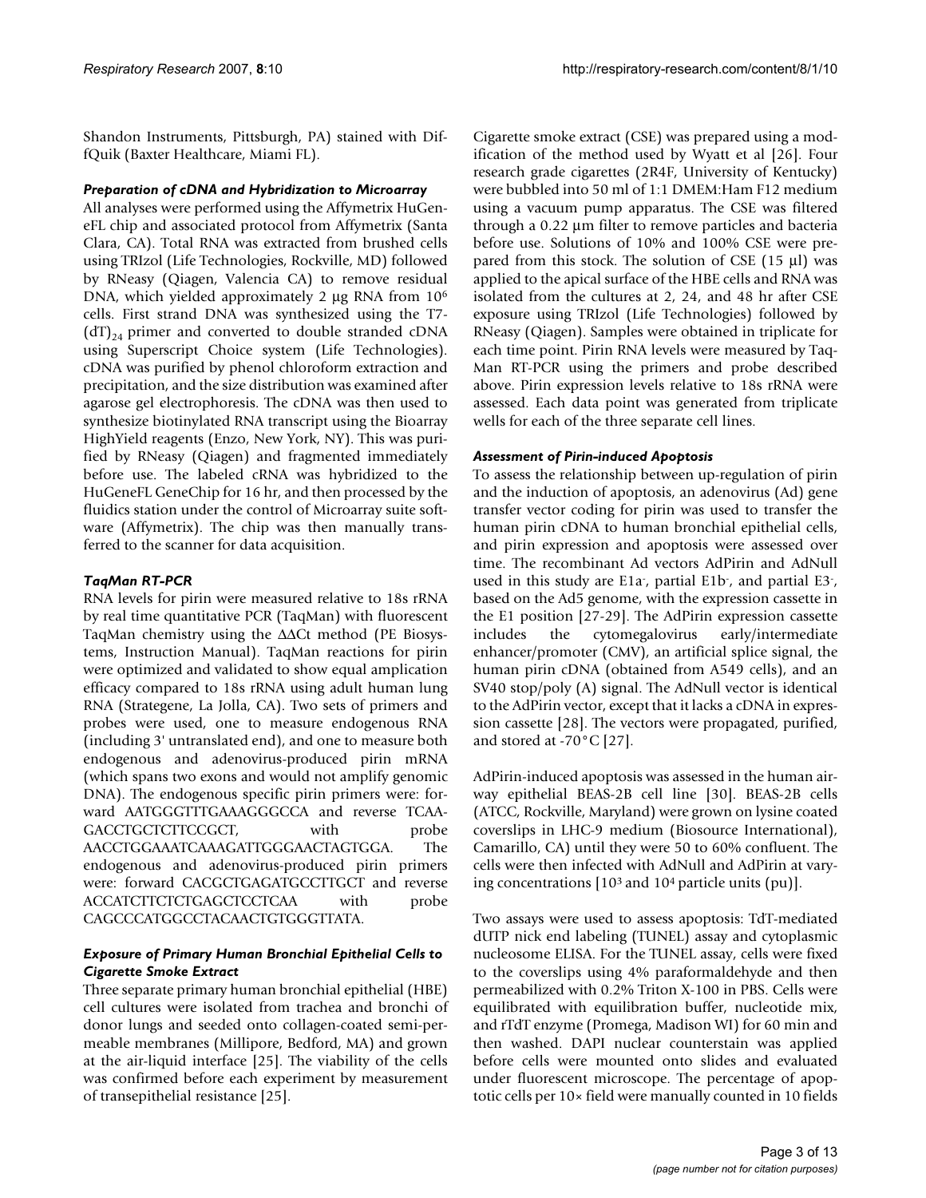Shandon Instruments, Pittsburgh, PA) stained with Diff-Quik (Baxter Healthcare, Miami FL).

### *Preparation of cDNA and Hybridization to Microarray*

All analyses were performed using the Affymetrix HuGeneFL chip and associated protocol from Affymetrix (Santa Clara, CA). Total RNA was extracted from brushed cells using TRIzol (Life Technologies, Rockville, MD) followed by RNeasy (Qiagen, Valencia CA) to remove residual DNA, which yielded approximately 2 μg RNA from $10^6$ cells. First strand DNA was synthesized using the T7-$(dT)_{24}$ primer and converted to double stranded cDNA using Superscript Choice system (Life Technologies). cDNA was purified by phenol chloroform extraction and precipitation, and the size distribution was examined after agarose gel electrophoresis. The cDNA was then used to synthesize biotinylated RNA transcript using the Bioarray HighYield reagents (Enzo, New York, NY). This was purified by RNeasy (Qiagen) and fragmented immediately before use. The labeled cRNA was hybridized to the HuGeneFL GeneChip for 16 hr, and then processed by the fluidics station under the control of Microarray suite software (Affymetrix). The chip was then manually transferred to the scanner for data acquisition.

### *TaqMan RT-PCR*

RNA levels for pirin were measured relative to 18s rRNA by real time quantitative PCR (TaqMan) with fluorescent TaqMan chemistry using the ΔΔCt method (PE Biosystems, Instruction Manual). TaqMan reactions for pirin were optimized and validated to show equal amplication efficacy compared to 18s rRNA using adult human lung RNA (Strategene, La Jolla, CA). Two sets of primers and probes were used, one to measure endogenous RNA (including 3' untranslated end), and one to measure both endogenous and adenovirus-produced pirin mRNA (which spans two exons and would not amplify genomic DNA). The endogenous specific pirin primers were: forward AATGGGTTTGAAAGGGCCA and reverse TCAAGACCTGCTCTTCCGCT, with probe AACCTGGAAATCAAAGATTGGGAACTAGTGGA. The endogenous and adenovirus-produced pirin primers were: forward CACGCTGAGATGCCTTGCT and reverse ACCATCTTCTCTGAGCTCCTCAA with probe CAGCCCATGGCCTACAACTGTGGGTTATA.

### *Exposure of Primary Human Bronchial Epithelial Cells to Cigarette Smoke Extract*

Three separate primary human bronchial epithelial (HBE) cell cultures were isolated from trachea and bronchi of donor lungs and seeded onto collagen-coated semi-permeable membranes (Millipore, Bedford, MA) and grown at the air-liquid interface [25]. The viability of the cells was confirmed before each experiment by measurement of transepithelial resistance [25].

Cigarette smoke extract (CSE) was prepared using a modification of the method used by Wyatt et al [26]. Four research grade cigarettes (2R4F, University of Kentucky) were bubbled into 50 ml of 1:1 DMEM:Ham F12 medium using a vacuum pump apparatus. The CSE was filtered through a 0.22 μm filter to remove particles and bacteria before use. Solutions of 10% and 100% CSE were prepared from this stock. The solution of CSE (15 μl) was applied to the apical surface of the HBE cells and RNA was isolated from the cultures at 2, 24, and 48 hr after CSE exposure using TRIzol (Life Technologies) followed by RNeasy (Qiagen). Samples were obtained in triplicate for each time point. Pirin RNA levels were measured by TaqMan RT-PCR using the primers and probe described above. Pirin expression levels relative to 18s rRNA were assessed. Each data point was generated from triplicate wells for each of the three separate cell lines.

### *Assessment of Pirin-induced Apoptosis*

To assess the relationship between up-regulation of pirin and the induction of apoptosis, an adenovirus (Ad) gene transfer vector coding for pirin was used to transfer the human pirin cDNA to human bronchial epithelial cells, and pirin expression and apoptosis were assessed over time. The recombinant Ad vectors AdPirin and AdNull used in this study are $E1a^-$, partial $E1b^-$, and partial $E3^-$, based on the Ad5 genome, with the expression cassette in the E1 position [27-29]. The AdPirin expression cassette includes the cytomegalovirus early/intermediate enhancer/promoter (CMV), an artificial splice signal, the human pirin cDNA (obtained from A549 cells), and an SV40 stop/poly (A) signal. The AdNull vector is identical to the AdPirin vector, except that it lacks a cDNA in expression cassette [28]. The vectors were propagated, purified, and stored at -70°C [27].

AdPirin-induced apoptosis was assessed in the human airway epithelial BEAS-2B cell line [30]. BEAS-2B cells (ATCC, Rockville, Maryland) were grown on lysine coated coverslips in LHC-9 medium (Biosource International), Camarillo, CA) until they were 50 to 60% confluent. The cells were then infected with AdNull and AdPirin at varying concentrations [$10^3$ and $10^4$ particle units (pu)].

Two assays were used to assess apoptosis: TdT-mediated dUTP nick end labeling (TUNEL) assay and cytoplasmic nucleosome ELISA. For the TUNEL assay, cells were fixed to the coverslips using 4% paraformaldehyde and then permeablized with 0.2% Triton X-100 in PBS. Cells were equilibrated with equilibration buffer, nucleotide mix, and rTdT enzyme (Promega, Madison WI) for 60 min and then washed. DAPI nuclear counterstain was applied before cells were mounted onto slides and evaluated under fluorescent microscope. The percentage of apoptotic cells per 10× field were manually counted in 10 fields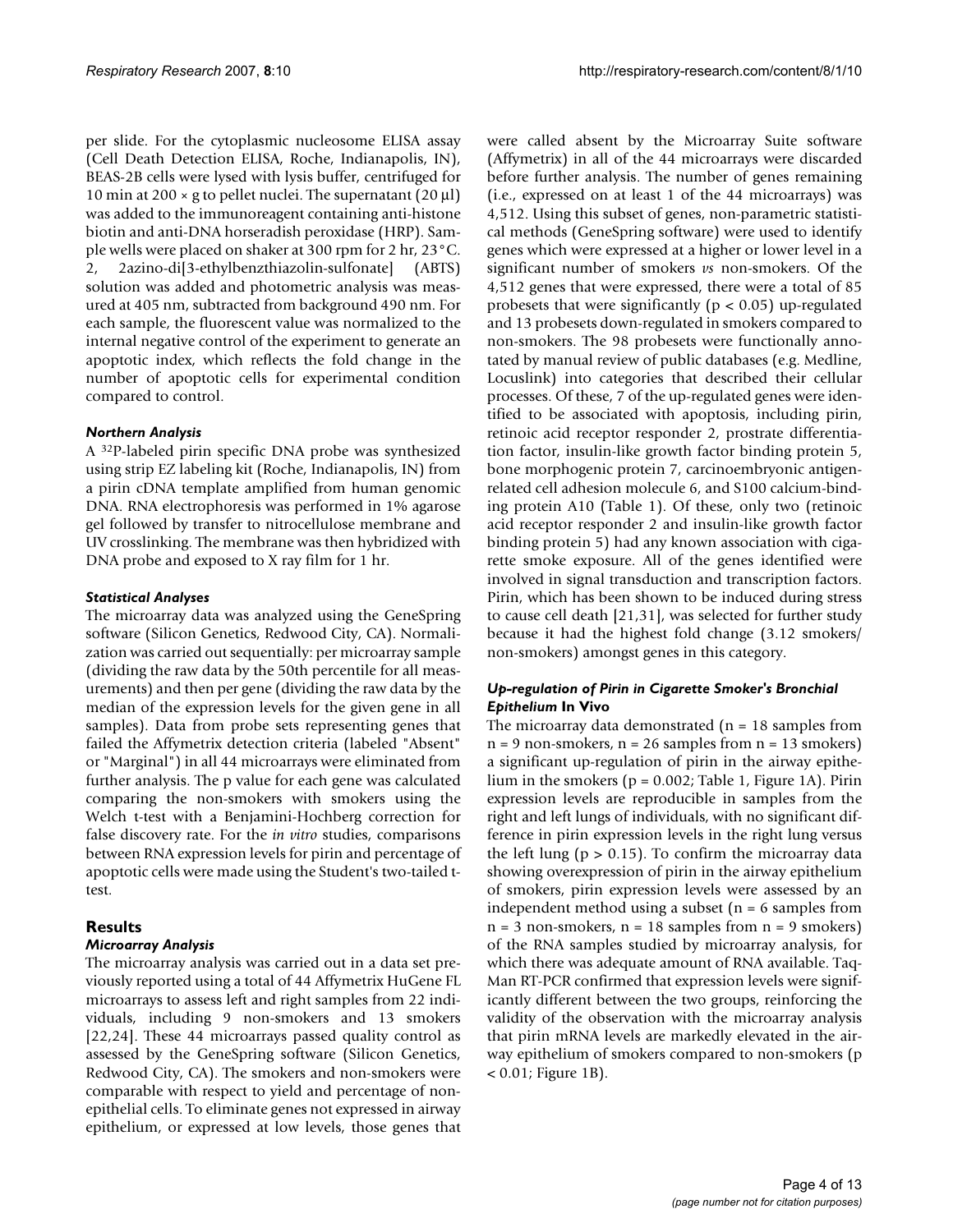per slide. For the cytoplasmic nucleosome ELISA assay (Cell Death Detection ELISA, Roche, Indianapolis, IN), BEAS-2B cells were lysed with lysis buffer, centrifuged for 10 min at 200 × g to pellet nuclei. The supernatant (20 μl) was added to the immunoreagent containing anti-histone biotin and anti-DNA horseradish peroxidase (HRP). Sample wells were placed on shaker at 300 rpm for 2 hr, 23°C. 2, 2azino-di[3-ethylbenzthiazolin-sulfonate] (ABTS) solution was added and photometric analysis was measured at 405 nm, subtracted from background 490 nm. For each sample, the fluorescent value was normalized to the internal negative control of the experiment to generate an apoptotic index, which reflects the fold change in the number of apoptotic cells for experimental condition compared to control.

### *Northern Analysis*

A $^{32}$P-labeled pirin specific DNA probe was synthesized using strip EZ labeling kit (Roche, Indianapolis, IN) from a pirin cDNA template amplified from human genomic DNA. RNA electrophoresis was performed in 1% agarose gel followed by transfer to nitrocellulose membrane and UV crosslinking. The membrane was then hybridized with DNA probe and exposed to X ray film for 1 hr.

### *Statistical Analyses*

The microarray data was analyzed using the GeneSpring software (Silicon Genetics, Redwood City, CA). Normalization was carried out sequentially: per microarray sample (dividing the raw data by the 50th percentile for all measurements) and then per gene (dividing the raw data by the median of the expression levels for the given gene in all samples). Data from probe sets representing genes that failed the Affymetrix detection criteria (labeled "Absent" or "Marginal") in all 44 microarrays were eliminated from further analysis. The p value for each gene was calculated comparing the non-smokers with smokers using the Welch t-test with a Benjamini-Hochberg correction for false discovery rate. For the *in vitro* studies, comparisons between RNA expression levels for pirin and percentage of apoptotic cells were made using the Student's two-tailed t-test.

## Results

### *Microarray Analysis*

The microarray analysis was carried out in a data set previously reported using a total of 44 Affymetrix HuGene FL microarrays to assess left and right samples from 22 individuals, including 9 non-smokers and 13 smokers [22,24]. These 44 microarrays passed quality control as assessed by the GeneSpring software (Silicon Genetics, Redwood City, CA). The smokers and non-smokers were comparable with respect to yield and percentage of non-epithelial cells. To eliminate genes not expressed in airway epithelium, or expressed at low levels, those genes that were called absent by the Microarray Suite software (Affymetrix) in all of the 44 microarrays were discarded before further analysis. The number of genes remaining (i.e., expressed on at least 1 of the 44 microarrays) was 4,512. Using this subset of genes, non-parametric statistical methods (GeneSpring software) were used to identify genes which were expressed at a higher or lower level in a significant number of smokers *vs* non-smokers. Of the 4,512 genes that were expressed, there were a total of 85 probesets that were significantly ($p < 0.05$) up-regulated and 13 probesets down-regulated in smokers compared to non-smokers. The 98 probesets were functionally annotated by manual review of public databases (e.g. Medline, Locuslink) into categories that described their cellular processes. Of these, 7 of the up-regulated genes were identified to be associated with apoptosis, including pirin, retinoic acid receptor responder 2, prostrate differentiation factor, insulin-like growth factor binding protein 5, bone morphogenic protein 7, carcinoembryonic antigen-related cell adhesion molecule 6, and S100 calcium-binding protein A10 (Table 1). Of these, only two (retinoic acid receptor responder 2 and insulin-like growth factor binding protein 5) had any known association with cigarette smoke exposure. All of the genes identified were involved in signal transduction and transcription factors. Pirin, which has been shown to be induced during stress to cause cell death [21,31], was selected for further study because it had the highest fold change (3.12 smokers/non-smokers) amongst genes in this category.

### *Up-regulation of Pirin in Cigarette Smoker's Bronchial Epithelium* In Vivo

The microarray data demonstrated (n = 18 samples from n = 9 non-smokers, n = 26 samples from n = 13 smokers) a significant up-regulation of pirin in the airway epithelium in the smokers ($p = 0.002$; Table 1, Figure 1A). Pirin expression levels are reproducible in samples from the right and left lungs of individuals, with no significant difference in pirin expression levels in the right lung versus the left lung ($p > 0.15$). To confirm the microarray data showing overexpression of pirin in the airway epithelium of smokers, pirin expression levels were assessed by an independent method using a subset (n = 6 samples from n = 3 non-smokers, n = 18 samples from n = 9 smokers) of the RNA samples studied by microarray analysis, for which there was adequate amount of RNA available. TaqMan RT-PCR confirmed that expression levels were significantly different between the two groups, reinforcing the validity of the observation with the microarray analysis that pirin mRNA levels are markedly elevated in the airway epithelium of smokers compared to non-smokers ($p < 0.01$; Figure 1B).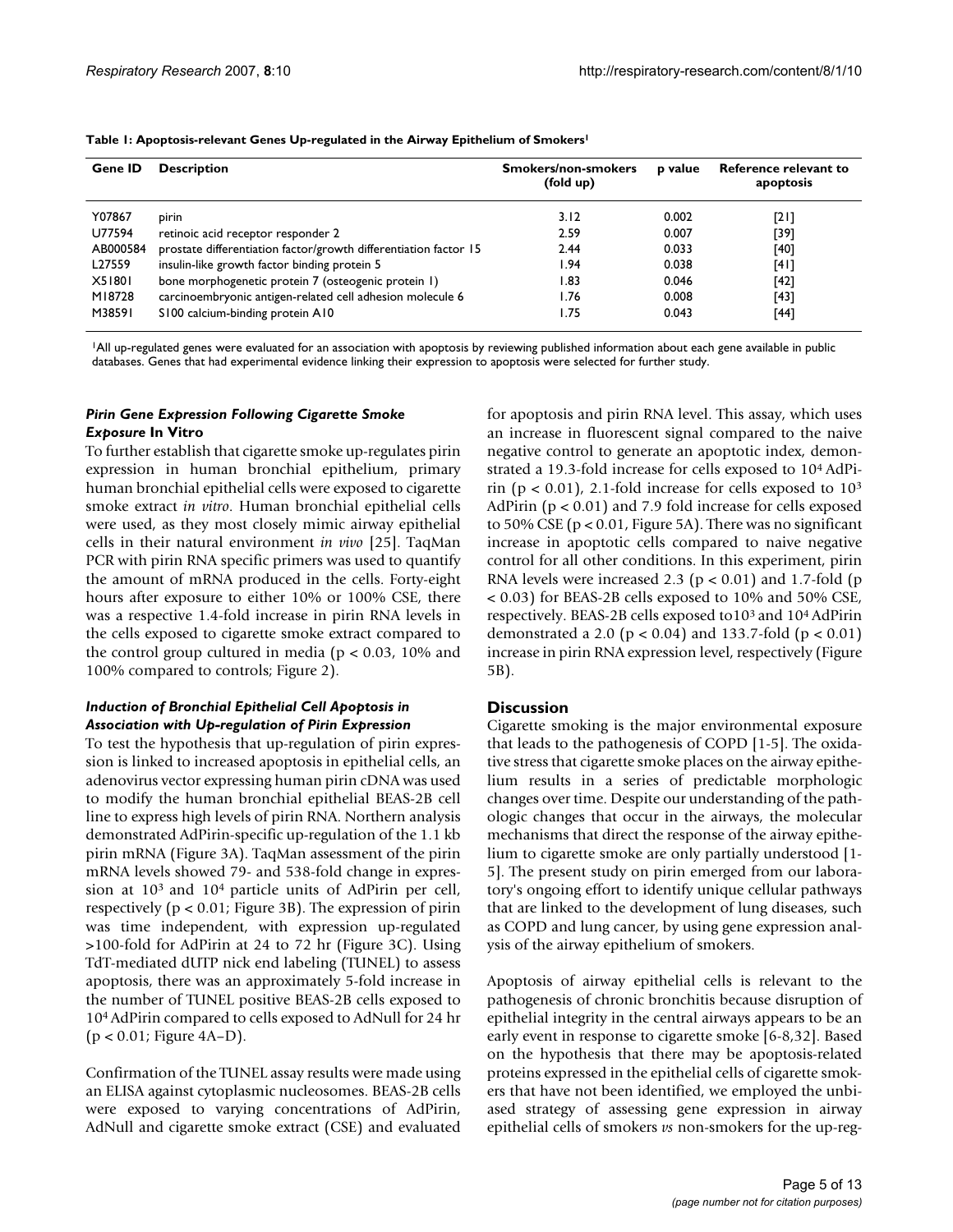**Table 1: Apoptosis-relevant Genes Up-regulated in the Airway Epithelium of Smokers[1]**

| Gene ID | Description | Smokers/non-smokers (fold up) | p value | Reference relevant to apoptosis |
| --- | --- | --- | --- | --- |
| Y07867 | pirin | 3.12 | 0.002 | [21] |
| U77594 | retinoic acid receptor responder 2 | 2.59 | 0.007 | [39] |
| AB000584 | prostate differentiation factor/growth differentiation factor 15 | 2.44 | 0.033 | [40] |
| L27559 | insulin-like growth factor binding protein 5 | 1.94 | 0.038 | [41] |
| X51801 | bone morphogenetic protein 7 (osteogenic protein 1) | 1.83 | 0.046 | [42] |
| M18728 | carcinoembryonic antigen-related cell adhesion molecule 6 | 1.76 | 0.008 | [43] |
| M38591 | S100 calcium-binding protein A10 | 1.75 | 0.043 | [44] |

[1]All up-regulated genes were evaluated for an association with apoptosis by reviewing published information about each gene available in public databases. Genes that had experimental evidence linking their expression to apoptosis were selected for further study.

### *Pirin Gene Expression Following Cigarette Smoke Exposure* In Vitro

To further establish that cigarette smoke up-regulates pirin expression in human bronchial epithelium, primary human bronchial epithelial cells were exposed to cigarette smoke extract *in vitro*. Human bronchial epithelial cells were used, as they most closely mimic airway epithelial cells in their natural environment *in vivo* [25]. TaqMan PCR with pirin RNA specific primers was used to quantify the amount of mRNA produced in the cells. Forty-eight hours after exposure to either 10% or 100% CSE, there was a respective 1.4-fold increase in pirin RNA levels in the cells exposed to cigarette smoke extract compared to the control group cultured in media ($p < 0.03$, 10% and 100% compared to controls; Figure 2).

### *Induction of Bronchial Epithelial Cell Apoptosis in Association with Up-regulation of Pirin Expression*

To test the hypothesis that up-regulation of pirin expression is linked to increased apoptosis in epithelial cells, an adenovirus vector expressing human pirin cDNA was used to modify the human bronchial epithelial BEAS-2B cell line to express high levels of pirin RNA. Northern analysis demonstrated AdPirin-specific up-regulation of the 1.1 kb pirin mRNA (Figure 3A). TaqMan assessment of the pirin mRNA levels showed 79- and 538-fold change in expression at $10^3$ and $10^4$ particle units of AdPirin per cell, respectively ($p < 0.01$; Figure 3B). The expression of pirin was time independent, with expression up-regulated >100-fold for AdPirin at 24 to 72 hr (Figure 3C). Using TdT-mediated dUTP nick end labeling (TUNEL) to assess apoptosis, there was an approximately 5-fold increase in the number of TUNEL positive BEAS-2B cells exposed to $10^4$ AdPirin compared to cells exposed to AdNull for 24 hr ($p < 0.01$; Figure 4A–D).

Confirmation of the TUNEL assay results were made using an ELISA against cytoplasmic nucleosomes. BEAS-2B cells were exposed to varying concentrations of AdPirin, AdNull and cigarette smoke extract (CSE) and evaluated for apoptosis and pirin RNA level. This assay, which uses an increase in fluorescent signal compared to the naive negative control to generate an apoptotic index, demonstrated a 19.3-fold increase for cells exposed to $10^4$ AdPirin ($p < 0.01$), 2.1-fold increase for cells exposed to $10^3$ AdPirin ($p < 0.01$) and 7.9 fold increase for cells exposed to 50% CSE ($p < 0.01$, Figure 5A). There was no significant increase in apoptotic cells compared to naive negative control for all other conditions. In this experiment, pirin RNA levels were increased 2.3 ($p < 0.01$) and 1.7-fold ($p < 0.03$) for BEAS-2B cells exposed to 10% and 50% CSE, respectively. BEAS-2B cells exposed to $10^3$ and $10^4$ AdPirin demonstrated a 2.0 ($p < 0.04$) and 133.7-fold ($p < 0.01$) increase in pirin RNA expression level, respectively (Figure 5B).

## Discussion

Cigarette smoking is the major environmental exposure that leads to the pathogenesis of COPD [1-5]. The oxidative stress that cigarette smoke places on the airway epithelium results in a series of predictable morphologic changes over time. Despite our understanding of the pathologic changes that occur in the airways, the molecular mechanisms that direct the response of the airway epithelium to cigarette smoke are only partially understood [1-5]. The present study on pirin emerged from our laboratory's ongoing effort to identify unique cellular pathways that are linked to the development of lung diseases, such as COPD and lung cancer, by using gene expression analysis of the airway epithelium of smokers.

Apoptosis of airway epithelial cells is relevant to the pathogenesis of chronic bronchitis because disruption of epithelial integrity in the central airways appears to be an early event in response to cigarette smoke [6-8,32]. Based on the hypothesis that there may be apoptosis-related proteins expressed in the epithelial cells of cigarette smokers that have not been identified, we employed the unbiased strategy of assessing gene expression in airway epithelial cells of smokers *vs* non-smokers for the up-reg-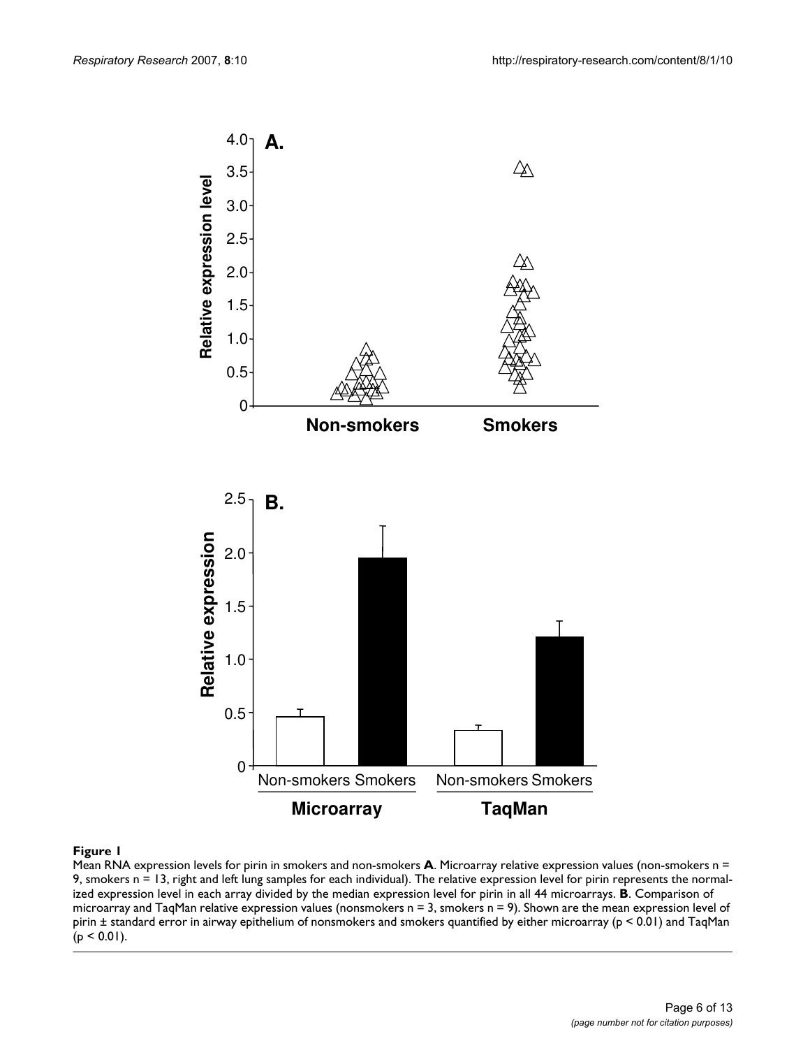**Figure 1**

Mean RNA expression levels for pirin in smokers and non-smokers **A**. Microarray relative expression values (non-smokers n = 9, smokers n = 13, right and left lung samples for each individual). The relative expression level for pirin represents the normalized expression level in each array divided by the median expression level for pirin in all 44 microarrays. **B**. Comparison of microarray and TaqMan relative expression values (nonsmokers n = 3, smokers n = 9). Shown are the mean expression level of pirin ± standard error in airway epithelium of nonsmokers and smokers quantified by either microarray ($p < 0.01$) and TaqMan ($p < 0.01$).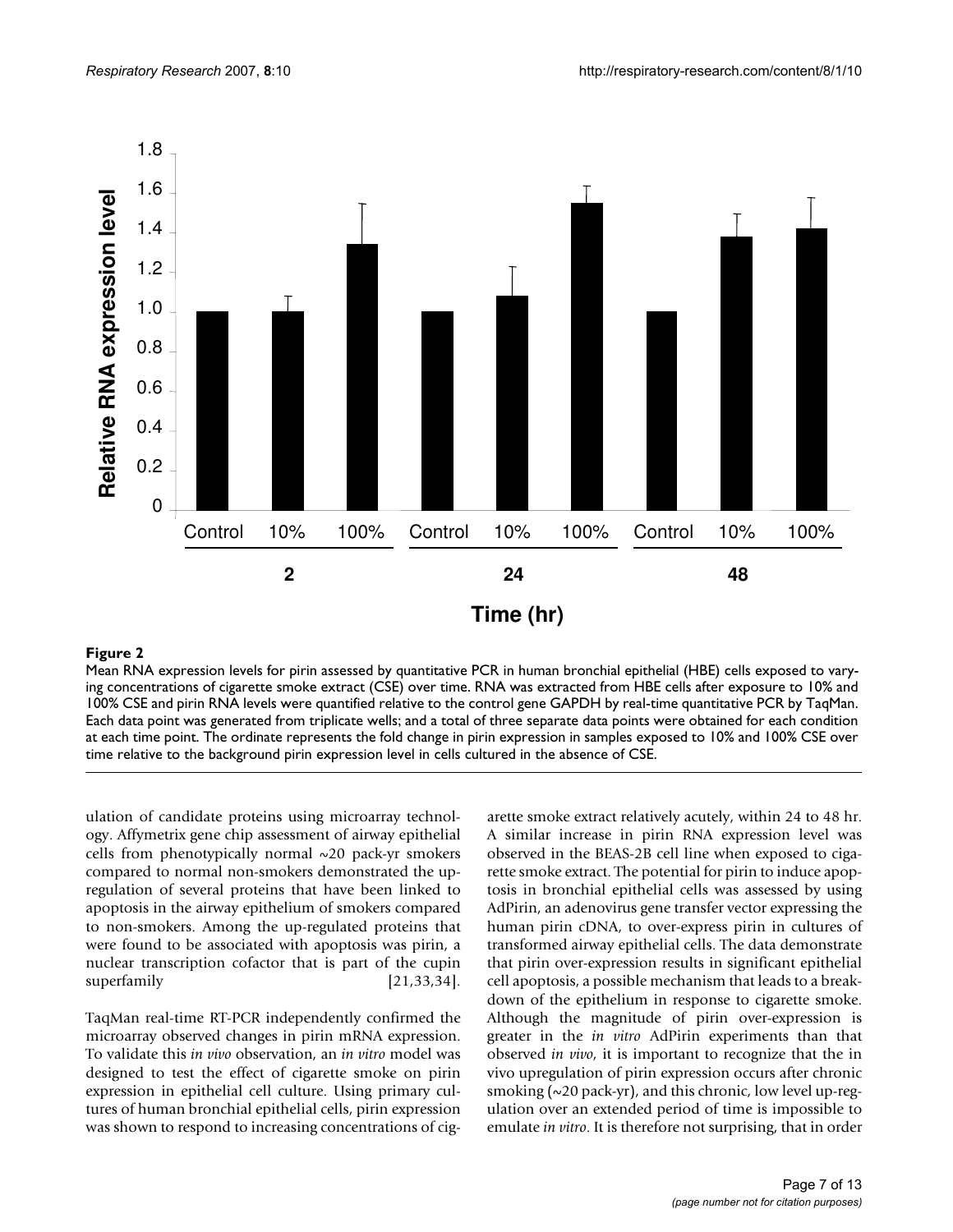**Figure 2**

Mean RNA expression levels for pirin assessed by quantitative PCR in human bronchial epithelial (HBE) cells exposed to varying concentrations of cigarette smoke extract (CSE) over time. RNA was extracted from HBE cells after exposure to 10% and 100% CSE and pirin RNA levels were quantified relative to the control gene GAPDH by real-time quantitative PCR by TaqMan. Each data point was generated from triplicate wells; and a total of three separate data points were obtained for each condition at each time point. The ordinate represents the fold change in pirin expression in samples exposed to 10% and 100% CSE over time relative to the background pirin expression level in cells cultured in the absence of CSE.

ulation of candidate proteins using microarray technology. Affymetrix gene chip assessment of airway epithelial cells from phenotypically normal ~20 pack-yr smokers compared to normal non-smokers demonstrated the up-regulation of several proteins that have been linked to apoptosis in the airway epithelium of smokers compared to non-smokers. Among the up-regulated proteins that were found to be associated with apoptosis was pirin, a nuclear transcription cofactor that is part of the cupin superfamily [21,33,34].

TaqMan real-time RT-PCR independently confirmed the microarray observed changes in pirin mRNA expression. To validate this *in vivo* observation, an *in vitro* model was designed to test the effect of cigarette smoke on pirin expression in epithelial cell culture. Using primary cultures of human bronchial epithelial cells, pirin expression was shown to respond to increasing concentrations of cigarette smoke extract relatively acutely, within 24 to 48 hr. A similar increase in pirin RNA expression level was observed in the BEAS-2B cell line when exposed to cigarette smoke extract. The potential for pirin to induce apoptosis in bronchial epithelial cells was assessed by using AdPirin, an adenovirus gene transfer vector expressing the human pirin cDNA, to over-express pirin in cultures of transformed airway epithelial cells. The data demonstrate that pirin over-expression results in significant epithelial cell apoptosis, a possible mechanism that leads to a breakdown of the epithelium in response to cigarette smoke. Although the magnitude of pirin over-expression is greater in the *in vitro* AdPirin experiments than that observed *in vivo*, it is important to recognize that the in vivo upregulation of pirin expression occurs after chronic smoking (~20 pack-yr), and this chronic, low level up-regulation over an extended period of time is impossible to emulate *in vitro*. It is therefore not surprising, that in order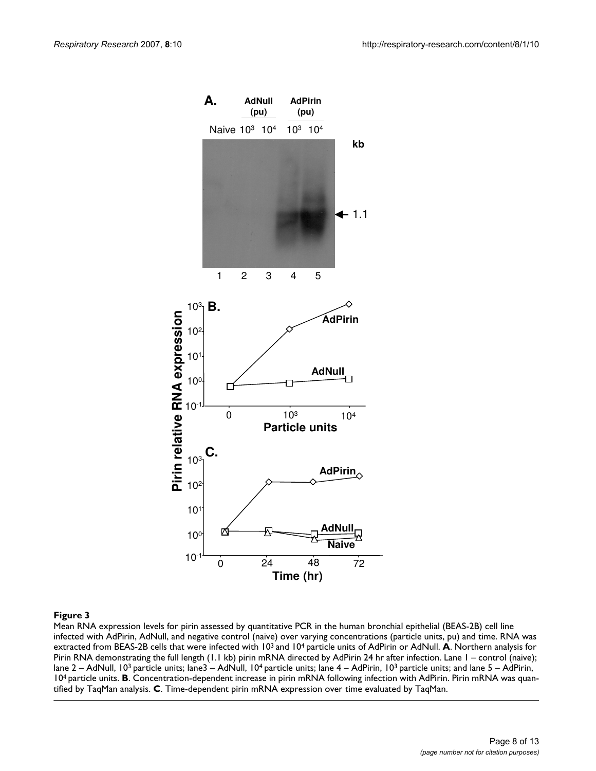## Figure 3

Mean RNA expression levels for pirin assessed by quantitative PCR in the human bronchial epithelial (BEAS-2B) cell line infected with AdPirin, AdNull, and negative control (naive) over varying concentrations (particle units, pu) and time. RNA was extracted from BEAS-2B cells that were infected with $10^3$ and $10^4$ particle units of AdPirin or AdNull. **A**. Northern analysis for Pirin RNA demonstrating the full length (1.1 kb) pirin mRNA directed by AdPirin 24 hr after infection. Lane 1 – control (naive); lane 2 – AdNull, $10^3$ particle units; lane3 – AdNull, $10^4$ particle units; lane 4 – AdPirin, $10^3$ particle units; and lane 5 – AdPirin, $10^4$ particle units. **B**. Concentration-dependent increase in pirin mRNA following infection with AdPirin. Pirin mRNA was quantified by TaqMan analysis. **C**. Time-dependent pirin mRNA expression over time evaluated by TaqMan.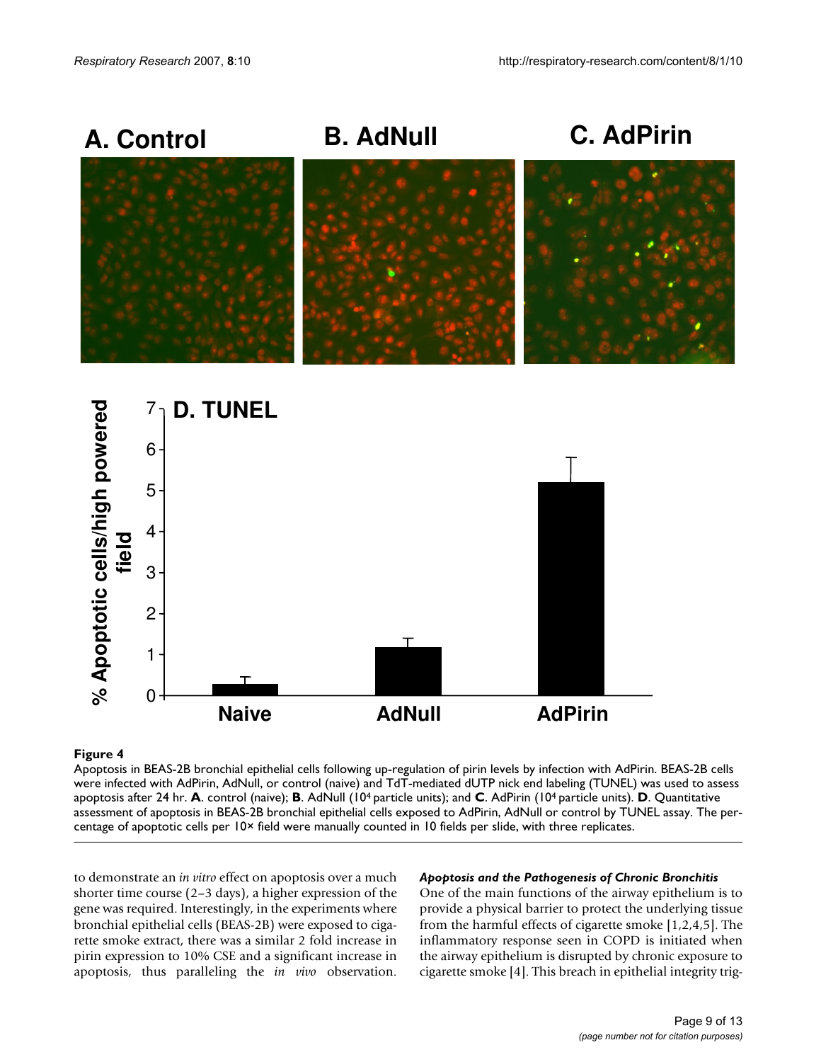**Figure 4**

Apoptosis in BEAS-2B bronchial epithelial cells following up-regulation of pirin levels by infection with AdPirin. BEAS-2B cells were infected with AdPirin, AdNull, or control (naive) and TdT-mediated dUTP nick end labeling (TUNEL) was used to assess apoptosis after 24 hr. **A**. control (naive); **B**. AdNull ($10^4$ particle units); and **C**. AdPirin ($10^4$ particle units). **D**. Quantitative assessment of apoptosis in BEAS-2B bronchial epithelial cells exposed to AdPirin, AdNull or control by TUNEL assay. The percentage of apoptotic cells per 10× field were manually counted in 10 fields per slide, with three replicates.

to demonstrate an *in vitro* effect on apoptosis over a much shorter time course (2–3 days), a higher expression of the gene was required. Interestingly, in the experiments where bronchial epithelial cells (BEAS-2B) were exposed to cigarette smoke extract, there was a similar 2 fold increase in pirin expression to 10% CSE and a significant increase in apoptosis, thus paralleling the *in vivo* observation.

### *Apoptosis and the Pathogenesis of Chronic Bronchitis*

One of the main functions of the airway epithelium is to provide a physical barrier to protect the underlying tissue from the harmful effects of cigarette smoke [1,2,4,5]. The inflammatory response seen in COPD is initiated when the airway epithelium is disrupted by chronic exposure to cigarette smoke [4]. This breach in epithelial integrity trig-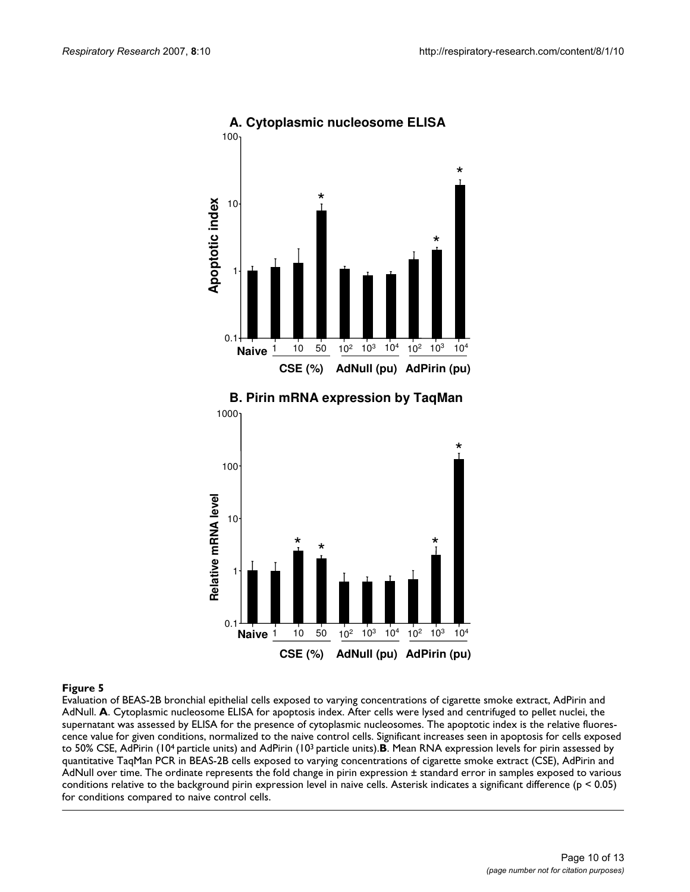**Figure 5**

Evaluation of BEAS-2B bronchial epithelial cells exposed to varying concentrations of cigarette smoke extract, AdPirin and AdNull. **A**. Cytoplasmic nucleosome ELISA for apoptosis index. After cells were lysed and centrifuged to pellet nuclei, the supernatant was assessed by ELISA for the presence of cytoplasmic nucleosomes. The apoptotic index is the relative fluorescence value for given conditions, normalized to the naive control cells. Significant increases seen in apoptosis for cells exposed to 50% CSE, AdPirin ($10^4$ particle units) and AdPirin ($10^3$ particle units). **B**. Mean RNA expression levels for pirin assessed by quantitative TaqMan PCR in BEAS-2B cells exposed to varying concentrations of cigarette smoke extract (CSE), AdPirin and AdNull over time. The ordinate represents the fold change in pirin expression ± standard error in samples exposed to various conditions relative to the background pirin expression level in naive cells. Asterisk indicates a significant difference ($p < 0.05$) for conditions compared to naive control cells.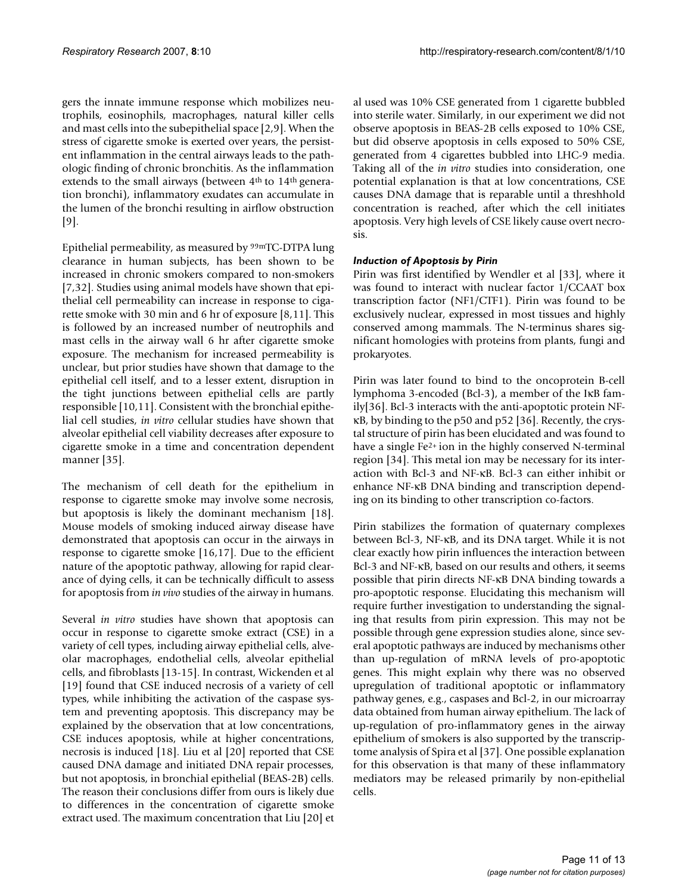gers the innate immune response which mobilizes neutrophils, eosinophils, macrophages, natural killer cells and mast cells into the subepithelial space [2,9]. When the stress of cigarette smoke is exerted over years, the persistent inflammation in the central airways leads to the pathologic finding of chronic bronchitis. As the inflammation extends to the small airways (between 4th to 14th generation bronchi), inflammatory exudates can accumulate in the lumen of the bronchi resulting in airflow obstruction [9].

Epithelial permeability, as measured by $^{99m}$TC-DTPA lung clearance in human subjects, has been shown to be increased in chronic smokers compared to non-smokers [7,32]. Studies using animal models have shown that epithelial cell permeability can increase in response to cigarette smoke with 30 min and 6 hr of exposure [8,11]. This is followed by an increased number of neutrophils and mast cells in the airway wall 6 hr after cigarette smoke exposure. The mechanism for increased permeability is unclear, but prior studies have shown that damage to the epithelial cell itself, and to a lesser extent, disruption in the tight junctions between epithelial cells are partly responsible [10,11]. Consistent with the bronchial epithelial cell studies, *in vitro* cellular studies have shown that alveolar epithelial cell viability decreases after exposure to cigarette smoke in a time and concentration dependent manner [35].

The mechanism of cell death for the epithelium in response to cigarette smoke may involve some necrosis, but apoptosis is likely the dominant mechanism [18]. Mouse models of smoking induced airway disease have demonstrated that apoptosis can occur in the airways in response to cigarette smoke [16,17]. Due to the efficient nature of the apoptotic pathway, allowing for rapid clearance of dying cells, it can be technically difficult to assess for apoptosis from *in vivo* studies of the airway in humans.

Several *in vitro* studies have shown that apoptosis can occur in response to cigarette smoke extract (CSE) in a variety of cell types, including airway epithelial cells, alveolar macrophages, endothelial cells, alveolar epithelial cells, and fibroblasts [13-15]. In contrast, Wickenden et al [19] found that CSE induced necrosis of a variety of cell types, while inhibiting the activation of the caspase system and preventing apoptosis. This discrepancy may be explained by the observation that at low concentrations, CSE induces apoptosis, while at higher concentrations, necrosis is induced [18]. Liu et al [20] reported that CSE caused DNA damage and initiated DNA repair processes, but not apoptosis, in bronchial epithelial (BEAS-2B) cells. The reason their conclusions differ from ours is likely due to differences in the concentration of cigarette smoke extract used. The maximum concentration that Liu [20] et al used was 10% CSE generated from 1 cigarette bubbled into sterile water. Similarly, in our experiment we did not observe apoptosis in BEAS-2B cells exposed to 10% CSE, but did observe apoptosis in cells exposed to 50% CSE, generated from 4 cigarettes bubbled into LHC-9 media. Taking all of the *in vitro* studies into consideration, one potential explanation is that at low concentrations, CSE causes DNA damage that is reparable until a threshhold concentration is reached, after which the cell initiates apoptosis. Very high levels of CSE likely cause overt necrosis.

### *Induction of Apoptosis by Pirin*

Pirin was first identified by Wendler et al [33], where it was found to interact with nuclear factor 1/CCAAT box transcription factor (NF1/CTF1). Pirin was found to be exclusively nuclear, expressed in most tissues and highly conserved among mammals. The N-terminus shares significant homologies with proteins from plants, fungi and prokaryotes.

Pirin was later found to bind to the oncoprotein B-cell lymphoma 3-encoded (Bcl-3), a member of the IκB family[36]. Bcl-3 interacts with the anti-apoptotic protein NF-κB, by binding to the p50 and p52 [36]. Recently, the crystal structure of pirin has been elucidated and was found to have a single $Fe^{2+}$ ion in the highly conserved N-terminal region [34]. This metal ion may be necessary for its interaction with Bcl-3 and NF-κB. Bcl-3 can either inhibit or enhance NF-κB DNA binding and transcription depending on its binding to other transcription co-factors.

Pirin stabilizes the formation of quaternary complexes between Bcl-3, NF-κB, and its DNA target. While it is not clear exactly how pirin influences the interaction between Bcl-3 and NF-κB, based on our results and others, it seems possible that pirin directs NF-κB DNA binding towards a pro-apoptotic response. Elucidating this mechanism will require further investigation to understanding the signaling that results from pirin expression. This may not be possible through gene expression studies alone, since several apoptotic pathways are induced by mechanisms other than up-regulation of mRNA levels of pro-apoptotic genes. This might explain why there was no observed upregulation of traditional apoptotic or inflammatory pathway genes, e.g., caspases and Bcl-2, in our microarray data obtained from human airway epithelium. The lack of up-regulation of pro-inflammatory genes in the airway epithelium of smokers is also supported by the transcriptome analysis of Spira et al [37]. One possible explanation for this observation is that many of these inflammatory mediators may be released primarily by non-epithelial cells.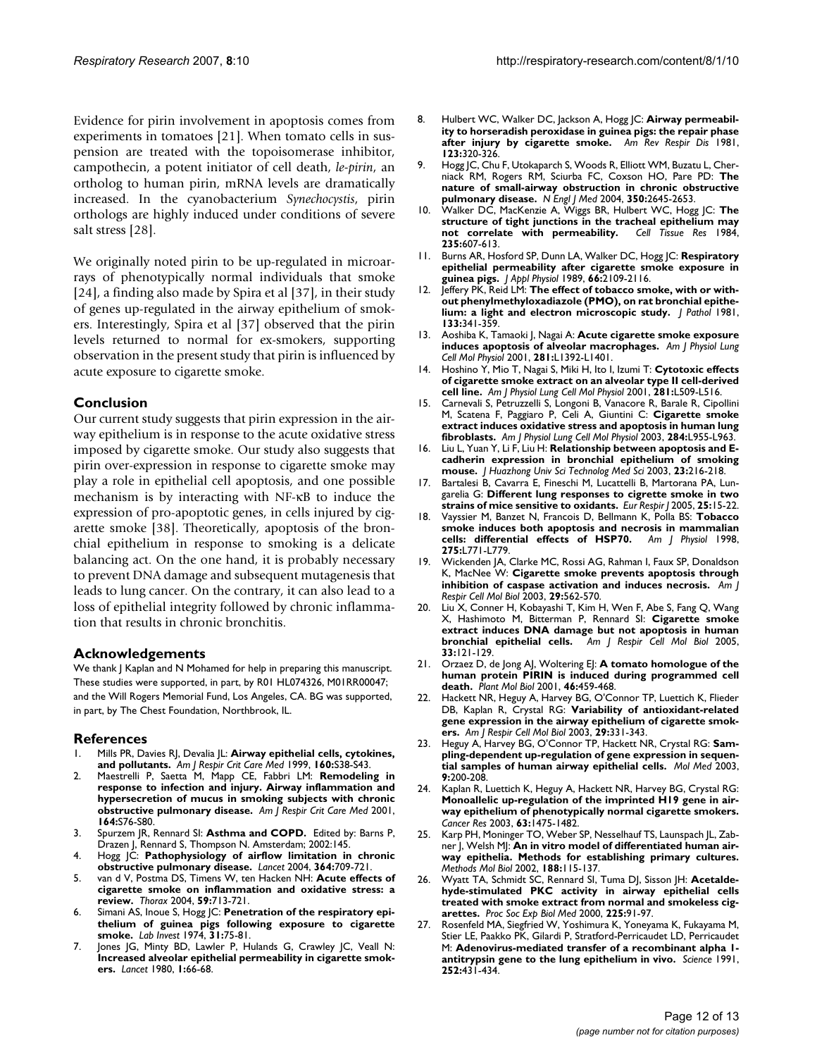Evidence for pirin involvement in apoptosis comes from experiments in tomatoes [21]. When tomato cells in suspension are treated with the topoisomerase inhibitor, campothecin, a potent initiator of cell death, *le-pirin*, an ortholog to human pirin, mRNA levels are dramatically increased. In the cyanobacterium *Synechocystis*, pirin orthologs are highly induced under conditions of severe salt stress [28].

We originally noted pirin to be up-regulated in microarrays of phenotypically normal individuals that smoke [24], a finding also made by Spira et al [37], in their study of genes up-regulated in the airway epithelium of smokers. Interestingly, Spira et al [37] observed that the pirin levels returned to normal for ex-smokers, supporting observation in the present study that pirin is influenced by acute exposure to cigarette smoke.

## Conclusion

Our current study suggests that pirin expression in the airway epithelium is in response to the acute oxidative stress imposed by cigarette smoke. Our study also suggests that pirin over-expression in response to cigarette smoke may play a role in epithelial cell apoptosis, and one possible mechanism is by interacting with NF-κB to induce the expression of pro-apoptotic genes, in cells injured by cigarette smoke [38]. Theoretically, apoptosis of the bronchial epithelium in response to smoking is a delicate balancing act. On the one hand, it is probably necessary to prevent DNA damage and subsequent mutagenesis that leads to lung cancer. On the contrary, it can also lead to a loss of epithelial integrity followed by chronic inflammation that results in chronic bronchitis.

## Acknowledgements

We thank J Kaplan and N Mohamed for help in preparing this manuscript. These studies were supported, in part, by R01 HL074326, M01RR00047; and the Will Rogers Memorial Fund, Los Angeles, CA. BG was supported, in part, by The Chest Foundation, Northbrook, IL.

## References

1. Mills PR, Davies RJ, Devalia JL: **Airway epithelial cells, cytokines, and pollutants.** *Am J Respir Crit Care Med* 1999, **160:**S38-S43.
2. Maestrelli P, Saetta M, Mapp CE, Fabbri LM: **Remodeling in response to infection and injury. Airway inflammation and hypersecretion of mucus in smoking subjects with chronic obstructive pulmonary disease.** *Am J Respir Crit Care Med* 2001, **164:**S76-S80.
3. Spurzem JR, Rennard SI: **Asthma and COPD.** Edited by: Barns P, Drazen J, Rennard S, Thompson N. Amsterdam; 2002:145.
4. Hogg JC: **Pathophysiology of airflow limitation in chronic obstructive pulmonary disease.** *Lancet* 2004, **364:**709-721.
5. van d V, Postma DS, Timens W, ten Hacken NH: **Acute effects of cigarette smoke on inflammation and oxidative stress: a review.** *Thorax* 2004, **59:**713-721.
6. Simani AS, Inoue S, Hogg JC: **Penetration of the respiratory epithelium of guinea pigs following exposure to cigarette smoke.** *Lab Invest* 1974, **31:**75-81.
7. Jones JG, Minty BD, Lawler P, Hulands G, Crawley JC, Veall N: **Increased alveolar epithelial permeability in cigarette smokers.** *Lancet* 1980, **1:**66-68.
8. Hulbert WC, Walker DC, Jackson A, Hogg JC: **Airway permeability to horseradish peroxidase in guinea pigs: the repair phase after injury by cigarette smoke.** *Am Rev Respir Dis* 1981, **123:**320-326.
9. Hogg JC, Chu F, Utokaparch S, Woods R, Elliott WM, Buzatu L, Cherniack RM, Rogers RM, Sciurba FC, Coxson HO, Pare PD: **The nature of small-airway obstruction in chronic obstructive pulmonary disease.** *N Engl J Med* 2004, **350:**2645-2653.
10. Walker DC, MacKenzie A, Wiggs BR, Hulbert WC, Hogg JC: **The structure of tight junctions in the tracheal epithelium may not correlate with permeability.** *Cell Tissue Res* 1984, **235:**607-613.
11. Burns AR, Hosford SP, Dunn LA, Walker DC, Hogg JC: **Respiratory epithelial permeability after cigarette smoke exposure in guinea pigs.** *J Appl Physiol* 1989, **66:**2109-2116.
12. Jeffery PK, Reid LM: **The effect of tobacco smoke, with or without phenylmethyloxadiazole (PMO), on rat bronchial epithelium: a light and electron microscopic study.** *J Pathol* 1981, **133:**341-359.
13. Aoshiba K, Tamaoki J, Nagai A: **Acute cigarette smoke exposure induces apoptosis of alveolar macrophages.** *Am J Physiol Lung Cell Mol Physiol* 2001, **281:**L1392-L1401.
14. Hoshino Y, Mio T, Nagai S, Miki H, Ito I, Izumi T: **Cytotoxic effects of cigarette smoke extract on an alveolar type II cell-derived cell line.** *Am J Physiol Lung Cell Mol Physiol* 2001, **281:**L509-L516.
15. Carnevali S, Petruzzelli S, Longoni B, Vanacore R, Barale R, Cipollini M, Scatena F, Paggiaro P, Celi A, Giuntini C: **Cigarette smoke extract induces oxidative stress and apoptosis in human lung fibroblasts.** *Am J Physiol Lung Cell Mol Physiol* 2003, **284:**L955-L963.
16. Liu L, Yuan Y, Li F, Liu H: **Relationship between apoptosis and E-cadherin expression in bronchial epithelium of smoking mouse.** *J Huazhong Univ Sci Technolog Med Sci* 2003, **23:**216-218.
17. Bartalesi B, Cavarra E, Fineschi M, Lucattelli B, Martorana PA, Lungarella G: **Different lung responses to cigarette smoke in two strains of mice sensitive to oxidants.** *Eur Respir J* 2005, **25:**15-22.
18. Vayssier M, Banzet N, Francois D, Bellmann K, Polla BS: **Tobacco smoke induces both apoptosis and necrosis in mammalian cells: differential effects of HSP70.** *Am J Physiol* 1998, **275:**L771-L779.
19. Wickenden JA, Clarke MC, Rossi AG, Rahman I, Faux SP, Donaldson K, MacNee W: **Cigarette smoke prevents apoptosis through inhibition of caspase activation and induces necrosis.** *Am J Respir Cell Mol Biol* 2003, **29:**562-570.
20. Liu X, Conner H, Kobayashi T, Kim H, Wen F, Abe S, Fang Q, Wang X, Hashimoto M, Bitterman P, Rennard SI: **Cigarette smoke extract induces DNA damage but not apoptosis in human bronchial epithelial cells.** *Am J Respir Cell Mol Biol* 2005, **33:**121-129.
21. Orzaez D, de Jong AJ, Woltering EJ: **A tomato homologue of the human protein PIRIN is induced during programmed cell death.** *Plant Mol Biol* 2001, **46:**459-468.
22. Hackett NR, Heguy A, Harvey BG, O'Connor TP, Luettich K, Flieder DB, Kaplan R, Crystal RG: **Variability of antioxidant-related gene expression in the airway epithelium of cigarette smokers.** *Am J Respir Cell Mol Biol* 2003, **29:**331-343.
23. Heguy A, Harvey BG, O'Connor TP, Hackett NR, Crystal RG: **Sampling-dependent up-regulation of gene expression in sequential samples of human airway epithelial cells.** *Mol Med* 2003, **9:**200-208.
24. Kaplan R, Luettich K, Heguy A, Hackett NR, Harvey BG, Crystal RG: **Monoallelic up-regulation of the imprinted H19 gene in airway epithelium of phenotypically normal cigarette smokers.** *Cancer Res* 2003, **63:**1475-1482.
25. Karp PH, Moninger TO, Weber SP, Nesselhauf TS, Launspach JL, Zabner J, Welsh MJ: **An in vitro model of differentiated human airway epithelia. Methods for establishing primary cultures.** *Methods Mol Biol* 2002, **188:**115-137.
26. Wyatt TA, Schmidt SC, Rennard SI, Tuma DJ, Sisson JH: **Acetaldehyde-stimulated PKC activity in airway epithelial cells treated with smoke extract from normal and smokeless cigarettes.** *Proc Soc Exp Biol Med* 2000, **225:**91-97.
27. Rosenfeld MA, Siegfried W, Yoshimura K, Yoneyama K, Fukayama M, Stier LE, Paakko PK, Gilardi P, Stratford-Perricaudet LD, Perricaudet M: **Adenovirus-mediated transfer of a recombinant alpha 1-antitrypsin gene to the lung epithelium in vivo.** *Science* 1991, **252:**431-434.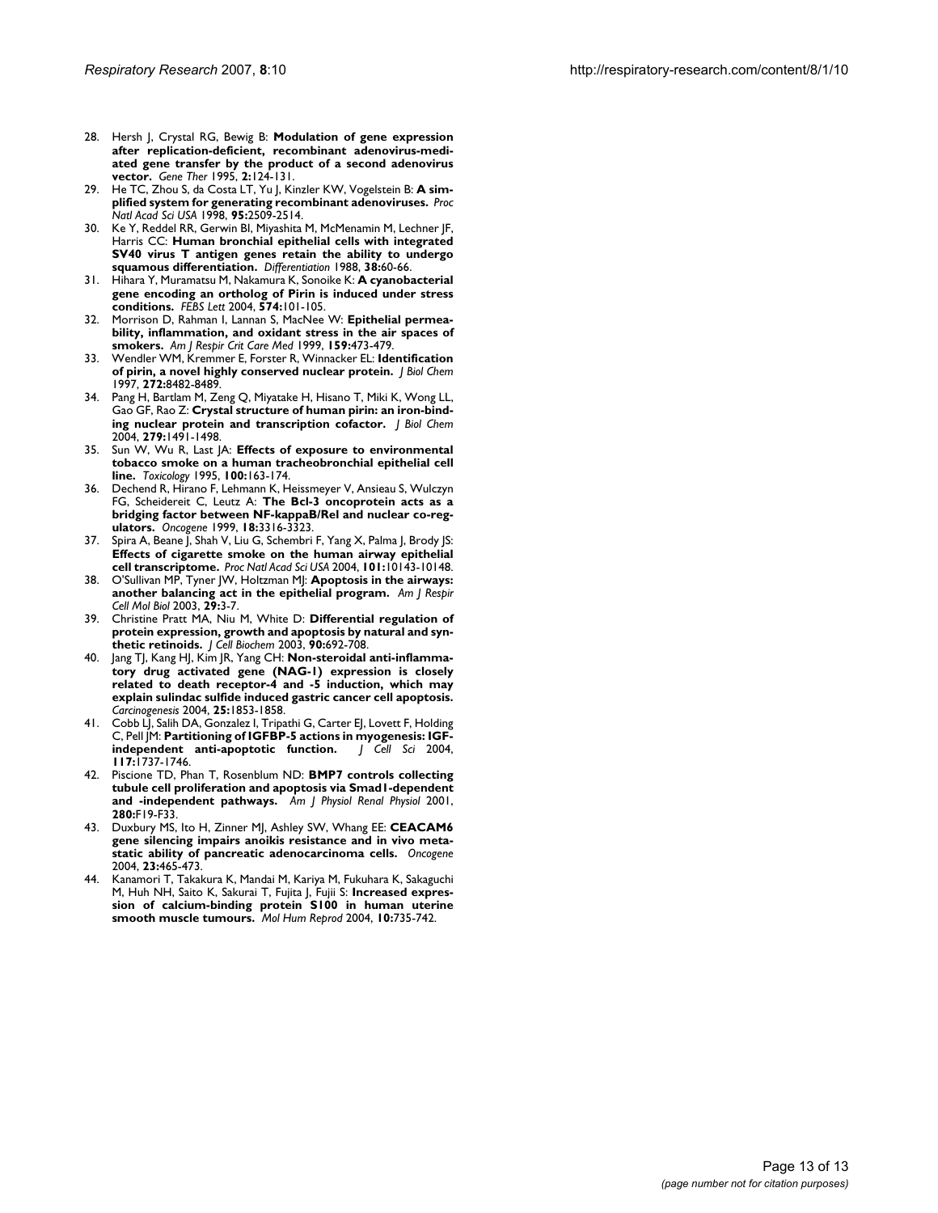28. Hersh J, Crystal RG, Bewig B: **Modulation of gene expression after replication-deficient, recombinant adenovirus-mediated gene transfer by the product of a second adenovirus vector.** *Gene Ther* 1995, **2:**124-131.
29. He TC, Zhou S, da Costa LT, Yu J, Kinzler KW, Vogelstein B: **A simplified system for generating recombinant adenoviruses.** *Proc Natl Acad Sci USA* 1998, **95:**2509-2514.
30. Ke Y, Reddel RR, Gerwin BI, Miyashita M, McMenamin M, Lechner JF, Harris CC: **Human bronchial epithelial cells with integrated SV40 virus T antigen genes retain the ability to undergo squamous differentiation.** *Differentiation* 1988, **38:**60-66.
31. Hihara Y, Muramatsu M, Nakamura K, Sonoike K: **A cyanobacterial gene encoding an ortholog of Pirin is induced under stress conditions.** *FEBS Lett* 2004, **574:**101-105.
32. Morrison D, Rahman I, Lannan S, MacNee W: **Epithelial permeability, inflammation, and oxidant stress in the air spaces of smokers.** *Am J Respir Crit Care Med* 1999, **159:**473-479.
33. Wendler WM, Kremmer E, Forster R, Winnacker EL: **Identification of pirin, a novel highly conserved nuclear protein.** *J Biol Chem* 1997, **272:**8482-8489.
34. Pang H, Bartlam M, Zeng Q, Miyatake H, Hisano T, Miki K, Wong LL, Gao GF, Rao Z: **Crystal structure of human pirin: an iron-binding nuclear protein and transcription cofactor.** *J Biol Chem* 2004, **279:**1491-1498.
35. Sun W, Wu R, Last JA: **Effects of exposure to environmental tobacco smoke on a human tracheobronchial epithelial cell line.** *Toxicology* 1995, **100:**163-174.
36. Dechend R, Hirano F, Lehmann K, Heissmeyer V, Ansieau S, Wulczyn FG, Scheidereit C, Leutz A: **The Bcl-3 oncoprotein acts as a bridging factor between NF-kappaB/Rel and nuclear co-regulators.** *Oncogene* 1999, **18:**3316-3323.
37. Spira A, Beane J, Shah V, Liu G, Schembri F, Yang X, Palma J, Brody JS: **Effects of cigarette smoke on the human airway epithelial cell transcriptome.** *Proc Natl Acad Sci USA* 2004, **101:**10143-10148.
38. O'Sullivan MP, Tyner JW, Holtzman MJ: **Apoptosis in the airways: another balancing act in the epithelial program.** *Am J Respir Cell Mol Biol* 2003, **29:**3-7.
39. Christine Pratt MA, Niu M, White D: **Differential regulation of protein expression, growth and apoptosis by natural and synthetic retinoids.** *J Cell Biochem* 2003, **90:**692-708.
40. Jang TJ, Kang HJ, Kim JR, Yang CH: **Non-steroidal anti-inflammatory drug activated gene (NAG-1) expression is closely related to death receptor-4 and -5 induction, which may explain sulindac sulfide induced gastric cancer cell apoptosis.** *Carcinogenesis* 2004, **25:**1853-1858.
41. Cobb LJ, Salih DA, Gonzalez I, Tripathi G, Carter EJ, Lovett F, Holding C, Pell JM: **Partitioning of IGFBP-5 actions in myogenesis: IGF-independent anti-apoptotic function.** *J Cell Sci* 2004, **117:**1737-1746.
42. Piscione TD, Phan T, Rosenblum ND: **BMP7 controls collecting tubule cell proliferation and apoptosis via Smad1-dependent and -independent pathways.** *Am J Physiol Renal Physiol* 2001, **280:**F19-F33.
43. Duxbury MS, Ito H, Zinner MJ, Ashley SW, Whang EE: **CEACAM6 gene silencing impairs anoikis resistance and in vivo metastatic ability of pancreatic adenocarcinoma cells.** *Oncogene* 2004, **23:**465-473.
44. Kanamori T, Takakura K, Mandai M, Kariya M, Fukuhara K, Sakaguchi M, Huh NH, Saito K, Sakurai T, Fujita J, Fujii S: **Increased expression of calcium-binding protein S100 in human uterine smooth muscle tumours.** *Mol Hum Reprod* 2004, **10:**735-742.